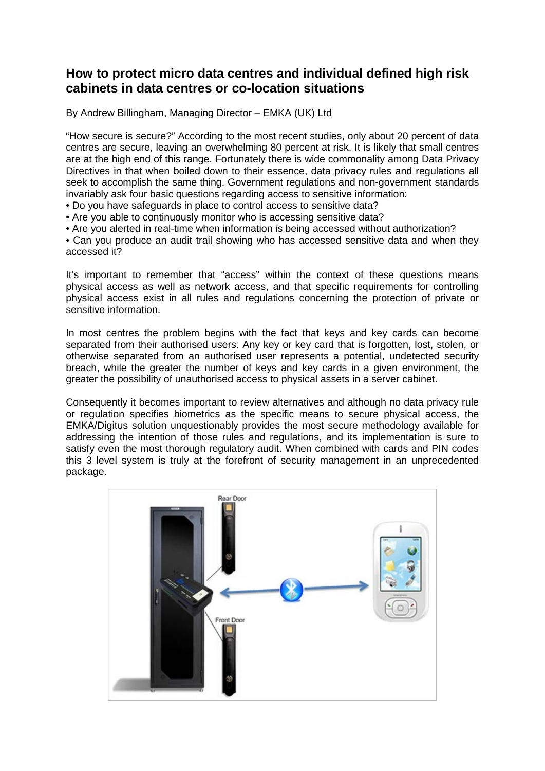## How to protect micro data centres and individual defined high risk cabinets in data centres or co-location situations

By Andrew Billingham, Managing Director – EMKA (UK) Ltd

"How secure is secure?" According to the most recent studies, only about 20 percent of data centres are secure, leaving an overwhelming 80 percent at risk. It is likely that small centres are at the high end of this range. Fortunately there is wide commonality among Data Privacy Directives in that when boiled down to their essence, data privacy rules and regulations all seek to accomplish the same thing. Government regulations and non-government standards invariably ask four basic questions regarding access to sensitive information:

- Do you have safeguards in place to control access to sensitive data?
- Are you able to continuously monitor who is accessing sensitive data?
- Are you alerted in real-time when information is being accessed without authorization?
- Can you produce an audit trail showing who has accessed sensitive data and when they accessed it?

It's important to remember that "access" within the context of these questions means physical access as well as network access, and that specific requirements for controlling physical access exist in all rules and regulations concerning the protection of private or sensitive information.

In most centres the problem begins with the fact that keys and key cards can become separated from their authorised users. Any key or key card that is forgotten, lost, stolen, or otherwise separated from an authorised user represents a potential, undetected security breach, while the greater the number of keys and key cards in a given environment, the greater the possibility of unauthorised access to physical assets in a server cabinet.

Consequently it becomes important to review alternatives and although no data privacy rule or regulation specifies biometrics as the specific means to secure physical access, the EMKA/Digitus solution unquestionably provides the most secure methodology available for addressing the intention of those rules and regulations, and its implementation is sure to satisfy even the most thorough regulatory audit. When combined with cards and PIN codes this 3 level system is truly at the forefront of security management in an unprecedented package.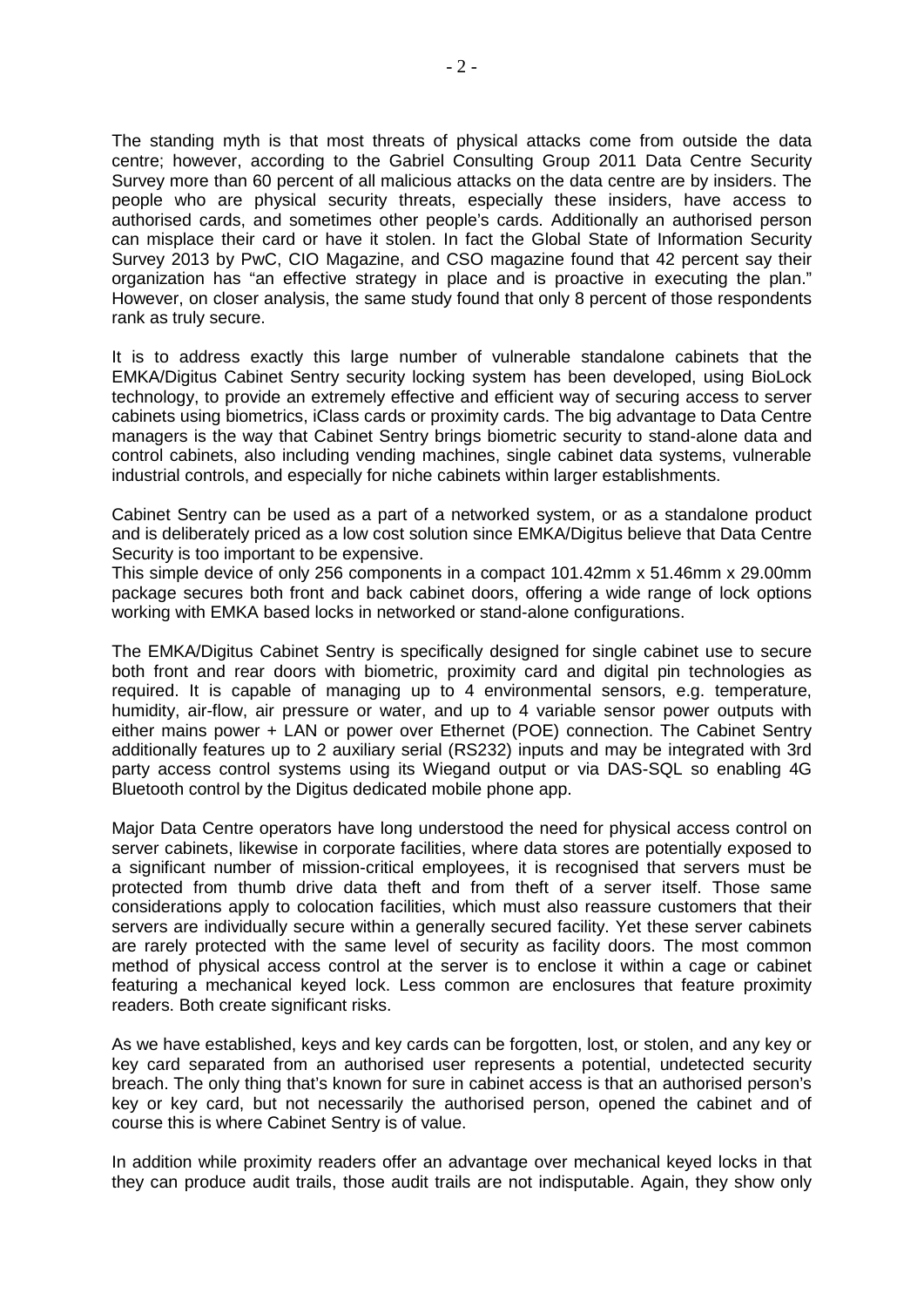The standing myth is that most threats of physical attacks come from outside the data centre; however, according to the Gabriel Consulting Group 2011 Data Centre Security Survey more than 60 percent of all malicious attacks on the data centre are by insiders. The people who are physical security threats, especially these insiders, have access to authorised cards, and sometimes other people's cards. Additionally an authorised person can misplace their card or have it stolen. In fact the Global State of Information Security Survey 2013 by PwC, CIO Magazine, and CSO magazine found that 42 percent say their organization has "an effective strategy in place and is proactive in executing the plan." However, on closer analysis, the same study found that only 8 percent of those respondents rank as truly secure.

It is to address exactly this large number of vulnerable standalone cabinets that the EMKA/Digitus Cabinet Sentry security locking system has been developed, using BioLock technology, to provide an extremely effective and efficient way of securing access to server cabinets using biometrics, iClass cards or proximity cards. The big advantage to Data Centre managers is the way that Cabinet Sentry brings biometric security to stand-alone data and control cabinets, also including vending machines, single cabinet data systems, vulnerable industrial controls, and especially for niche cabinets within larger establishments.

Cabinet Sentry can be used as a part of a networked system, or as a standalone product and is deliberately priced as a low cost solution since EMKA/Digitus believe that Data Centre Security is too important to be expensive.
This simple device of only 256 components in a compact 101.42mm x 51.46mm x 29.00mm package secures both front and back cabinet doors, offering a wide range of lock options working with EMKA based locks in networked or stand-alone configurations.

The EMKA/Digitus Cabinet Sentry is specifically designed for single cabinet use to secure both front and rear doors with biometric, proximity card and digital pin technologies as required. It is capable of managing up to 4 environmental sensors, e.g. temperature, humidity, air-flow, air pressure or water, and up to 4 variable sensor power outputs with either mains power + LAN or power over Ethernet (POE) connection. The Cabinet Sentry additionally features up to 2 auxiliary serial (RS232) inputs and may be integrated with 3rd party access control systems using its Wiegand output or via DAS-SQL so enabling 4G Bluetooth control by the Digitus dedicated mobile phone app.

Major Data Centre operators have long understood the need for physical access control on server cabinets, likewise in corporate facilities, where data stores are potentially exposed to a significant number of mission-critical employees, it is recognised that servers must be protected from thumb drive data theft and from theft of a server itself. Those same considerations apply to colocation facilities, which must also reassure customers that their servers are individually secure within a generally secured facility. Yet these server cabinets are rarely protected with the same level of security as facility doors. The most common method of physical access control at the server is to enclose it within a cage or cabinet featuring a mechanical keyed lock. Less common are enclosures that feature proximity readers. Both create significant risks.

As we have established, keys and key cards can be forgotten, lost, or stolen, and any key or key card separated from an authorised user represents a potential, undetected security breach. The only thing that's known for sure in cabinet access is that an authorised person's key or key card, but not necessarily the authorised person, opened the cabinet and of course this is where Cabinet Sentry is of value.

In addition while proximity readers offer an advantage over mechanical keyed locks in that they can produce audit trails, those audit trails are not indisputable. Again, they show only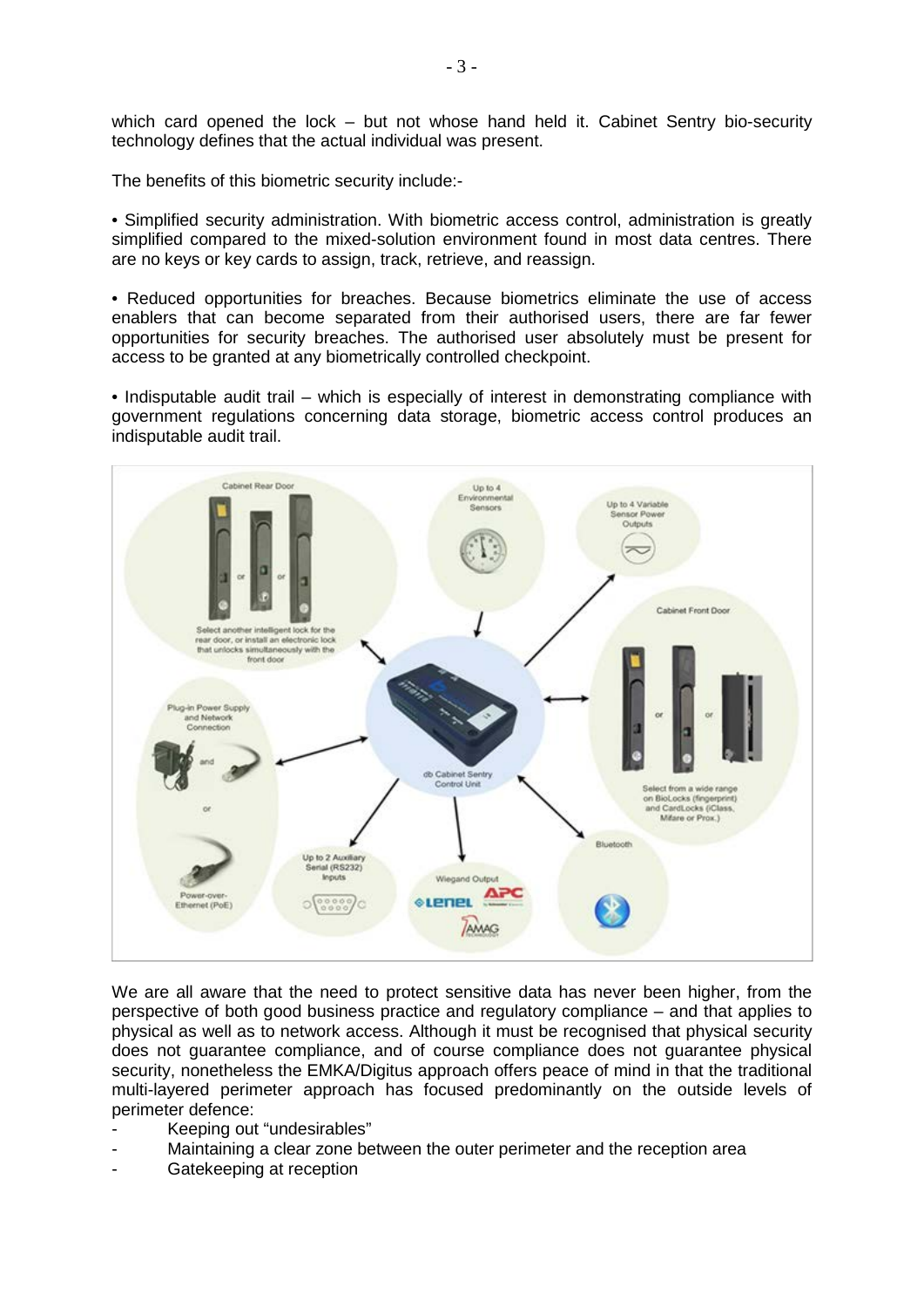which card opened the lock – but not whose hand held it. Cabinet Sentry bio-security technology defines that the actual individual was present.

The benefits of this biometric security include:-

• Simplified security administration. With biometric access control, administration is greatly simplified compared to the mixed-solution environment found in most data centres. There are no keys or key cards to assign, track, retrieve, and reassign.

• Reduced opportunities for breaches. Because biometrics eliminate the use of access enablers that can become separated from their authorised users, there are far fewer opportunities for security breaches. The authorised user absolutely must be present for access to be granted at any biometrically controlled checkpoint.

• Indisputable audit trail – which is especially of interest in demonstrating compliance with government regulations concerning data storage, biometric access control produces an indisputable audit trail.

We are all aware that the need to protect sensitive data has never been higher, from the perspective of both good business practice and regulatory compliance – and that applies to physical as well as to network access. Although it must be recognised that physical security does not guarantee compliance, and of course compliance does not guarantee physical security, nonetheless the EMKA/Digitus approach offers peace of mind in that the traditional multi-layered perimeter approach has focused predominantly on the outside levels of perimeter defence:

- Keeping out "undesirables"
- Maintaining a clear zone between the outer perimeter and the reception area
- Gatekeeping at reception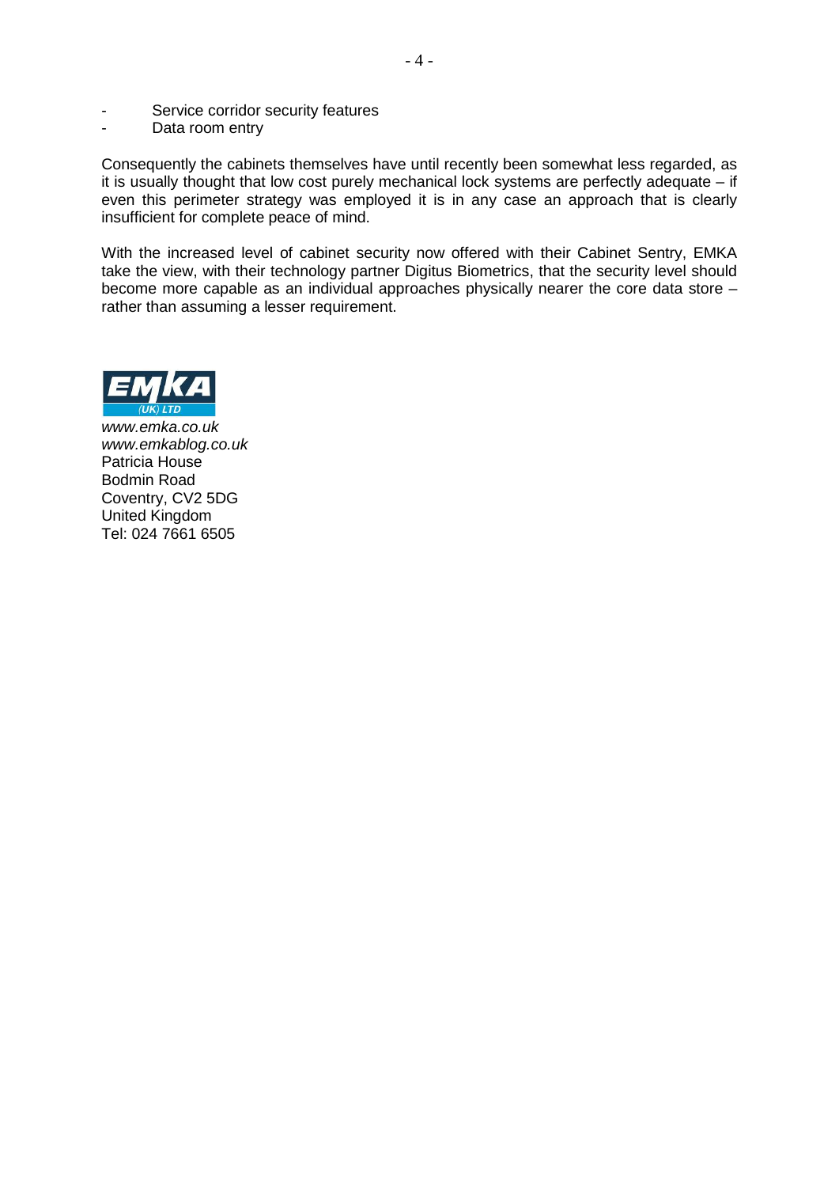- Service corridor security features
- Data room entry

Consequently the cabinets themselves have until recently been somewhat less regarded, as it is usually thought that low cost purely mechanical lock systems are perfectly adequate – if even this perimeter strategy was employed it is in any case an approach that is clearly insufficient for complete peace of mind.

With the increased level of cabinet security now offered with their Cabinet Sentry, EMKA take the view, with their technology partner Digitus Biometrics, that the security level should become more capable as an individual approaches physically nearer the core data store – rather than assuming a lesser requirement.

EMKA (UK) LTD

*www.emka.co.uk*
*www.emkablog.co.uk*
Patricia House
Bodmin Road
Coventry, CV2 5DG
United Kingdom
Tel: 024 7661 6505